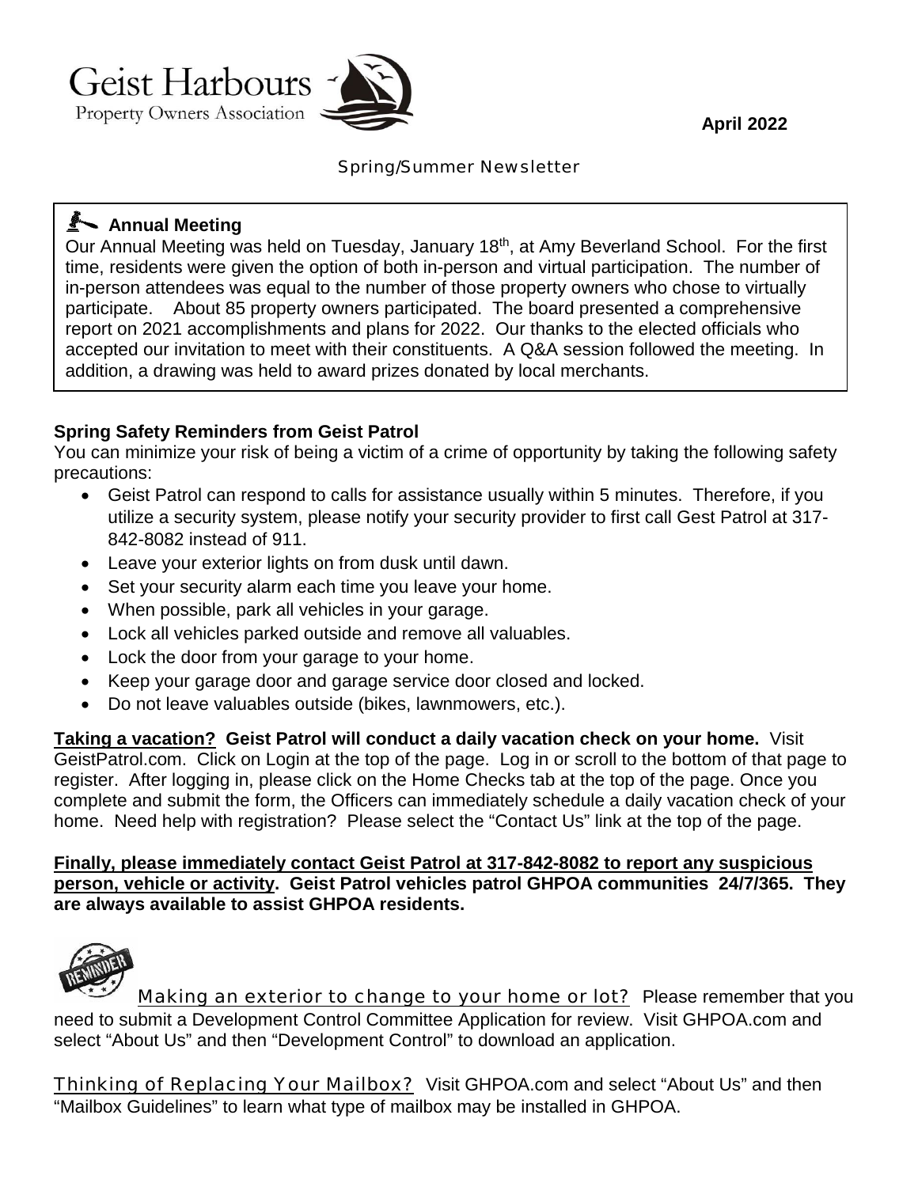# Geist Harbours
Property Owners Association

**April 2022**

Spring/Summer Newsletter

## Annual Meeting

Our Annual Meeting was held on Tuesday, January 18th, at Amy Beverland School. For the first time, residents were given the option of both in-person and virtual participation. The number of in-person attendees was equal to the number of those property owners who chose to virtually participate. About 85 property owners participated. The board presented a comprehensive report on 2021 accomplishments and plans for 2022. Our thanks to the elected officials who accepted our invitation to meet with their constituents. A Q&A session followed the meeting. In addition, a drawing was held to award prizes donated by local merchants.

**Spring Safety Reminders from Geist Patrol**

You can minimize your risk of being a victim of a crime of opportunity by taking the following safety precautions:

- Geist Patrol can respond to calls for assistance usually within 5 minutes. Therefore, if you utilize a security system, please notify your security provider to first call Gest Patrol at 317-842-8082 instead of 911.
- Leave your exterior lights on from dusk until dawn.
- Set your security alarm each time you leave your home.
- When possible, park all vehicles in your garage.
- Lock all vehicles parked outside and remove all valuables.
- Lock the door from your garage to your home.
- Keep your garage door and garage service door closed and locked.
- Do not leave valuables outside (bikes, lawnmowers, etc.).

**Taking a vacation? Geist Patrol will conduct a daily vacation check on your home.** Visit GeistPatrol.com. Click on Login at the top of the page. Log in or scroll to the bottom of that page to register. After logging in, please click on the Home Checks tab at the top of the page. Once you complete and submit the form, the Officers can immediately schedule a daily vacation check of your home. Need help with registration? Please select the "Contact Us" link at the top of the page.

**Finally, please immediately contact Geist Patrol at 317-842-8082 to report any suspicious person, vehicle or activity. Geist Patrol vehicles patrol GHPOA communities 24/7/365. They are always available to assist GHPOA residents.**

Making an exterior to change to your home or lot? Please remember that you need to submit a Development Control Committee Application for review. Visit GHPOA.com and select "About Us" and then "Development Control" to download an application.

Thinking of Replacing Your Mailbox? Visit GHPOA.com and select "About Us" and then "Mailbox Guidelines" to learn what type of mailbox may be installed in GHPOA.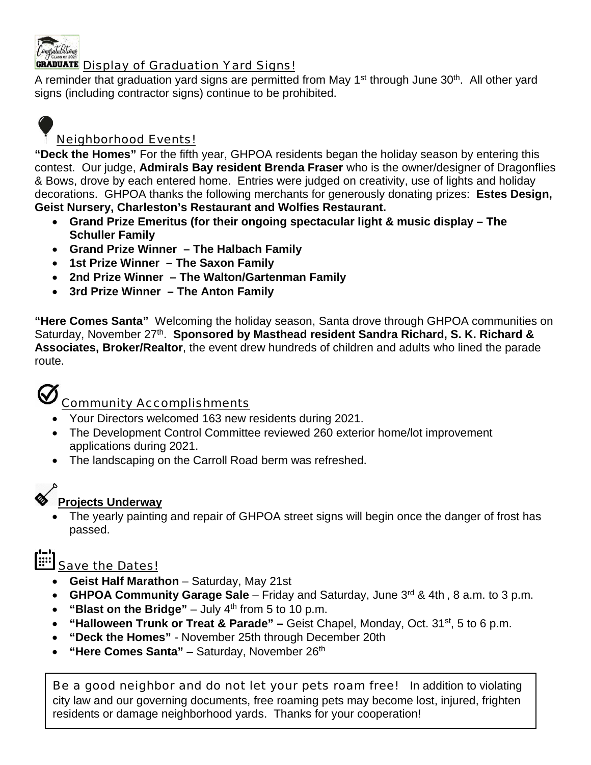## Display of Graduation Yard Signs!

A reminder that graduation yard signs are permitted from May 1st through June 30th. All other yard signs (including contractor signs) continue to be prohibited.

## Neighborhood Events!

**"Deck the Homes"** For the fifth year, GHPOA residents began the holiday season by entering this contest. Our judge, **Admirals Bay resident Brenda Fraser** who is the owner/designer of Dragonflies & Bows, drove by each entered home. Entries were judged on creativity, use of lights and holiday decorations. GHPOA thanks the following merchants for generously donating prizes: **Estes Design, Geist Nursery, Charleston's Restaurant and Wolfies Restaurant.**

- **Grand Prize Emeritus (for their ongoing spectacular light & music display – The Schuller Family**
- **Grand Prize Winner – The Halbach Family**
- **1st Prize Winner – The Saxon Family**
- **2nd Prize Winner – The Walton/Gartenman Family**
- **3rd Prize Winner – The Anton Family**

**"Here Comes Santa"** Welcoming the holiday season, Santa drove through GHPOA communities on Saturday, November 27th. **Sponsored by Masthead resident Sandra Richard, S. K. Richard & Associates, Broker/Realtor**, the event drew hundreds of children and adults who lined the parade route.

## Community Accomplishments

- Your Directors welcomed 163 new residents during 2021.
- The Development Control Committee reviewed 260 exterior home/lot improvement applications during 2021.
- The landscaping on the Carroll Road berm was refreshed.

## Projects Underway

- The yearly painting and repair of GHPOA street signs will begin once the danger of frost has passed.

## Save the Dates!

- **Geist Half Marathon** – Saturday, May 21st
- **GHPOA Community Garage Sale** – Friday and Saturday, June 3rd & 4th , 8 a.m. to 3 p.m.
- **"Blast on the Bridge"** – July 4th from 5 to 10 p.m.
- **"Halloween Trunk or Treat & Parade" –** Geist Chapel, Monday, Oct. 31st, 5 to 6 p.m.
- **"Deck the Homes"** - November 25th through December 20th
- **"Here Comes Santa"** – Saturday, November 26th

Be a good neighbor and do not let your pets roam free! In addition to violating city law and our governing documents, free roaming pets may become lost, injured, frighten residents or damage neighborhood yards. Thanks for your cooperation!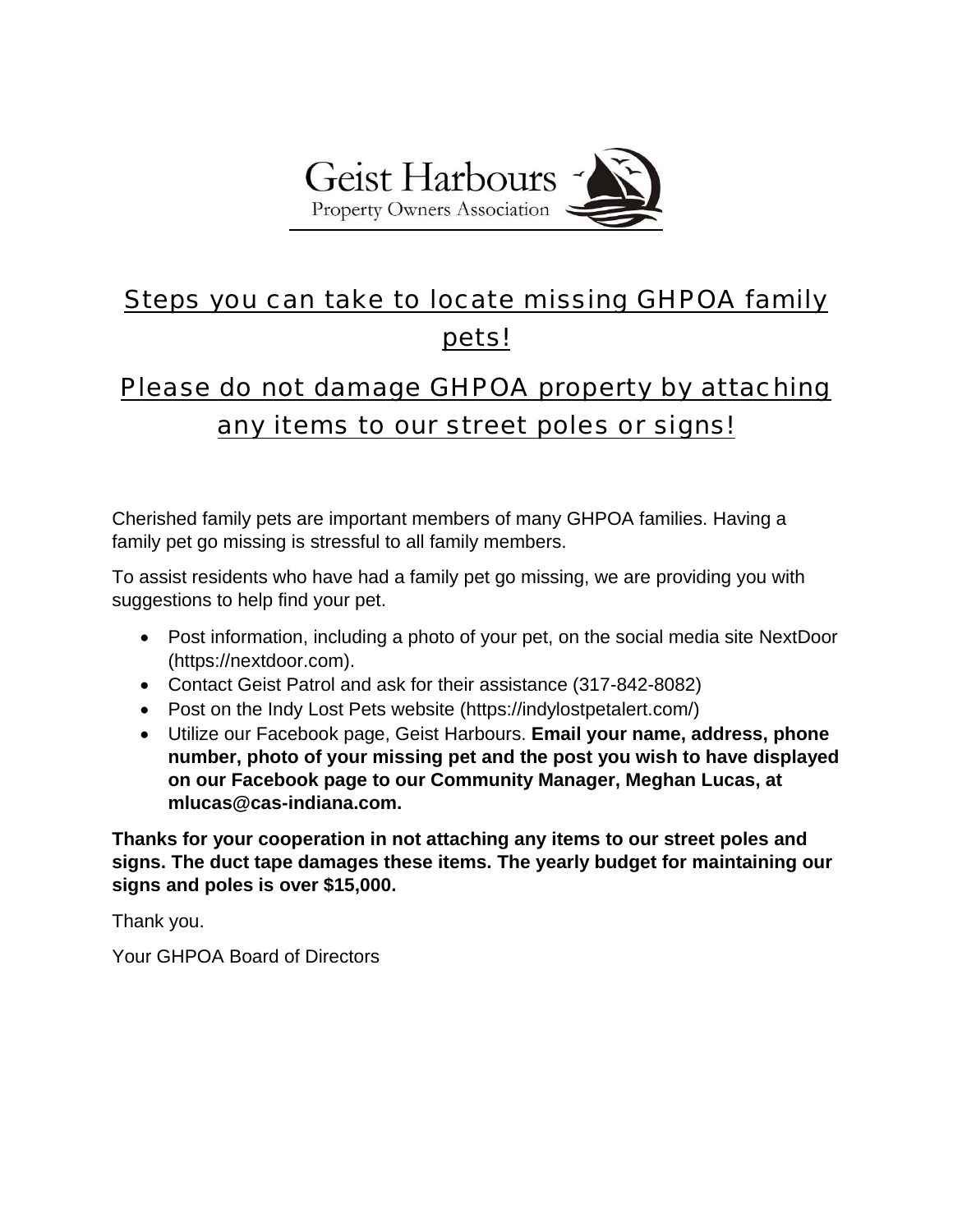Geist Harbours

Property Owners Association

## Steps you can take to locate missing GHPOA family pets!

## Please do not damage GHPOA property by attaching any items to our street poles or signs!

Cherished family pets are important members of many GHPOA families. Having a family pet go missing is stressful to all family members.

To assist residents who have had a family pet go missing, we are providing you with suggestions to help find your pet.

- Post information, including a photo of your pet, on the social media site NextDoor (https://nextdoor.com).
- Contact Geist Patrol and ask for their assistance (317-842-8082)
- Post on the Indy Lost Pets website (https://indylostpetalert.com/)
- Utilize our Facebook page, Geist Harbours. **Email your name, address, phone number, photo of your missing pet and the post you wish to have displayed on our Facebook page to our Community Manager, Meghan Lucas, at mlucas@cas-indiana.com.**

**Thanks for your cooperation in not attaching any items to our street poles and signs. The duct tape damages these items. The yearly budget for maintaining our signs and poles is over $15,000.**

Thank you.

Your GHPOA Board of Directors